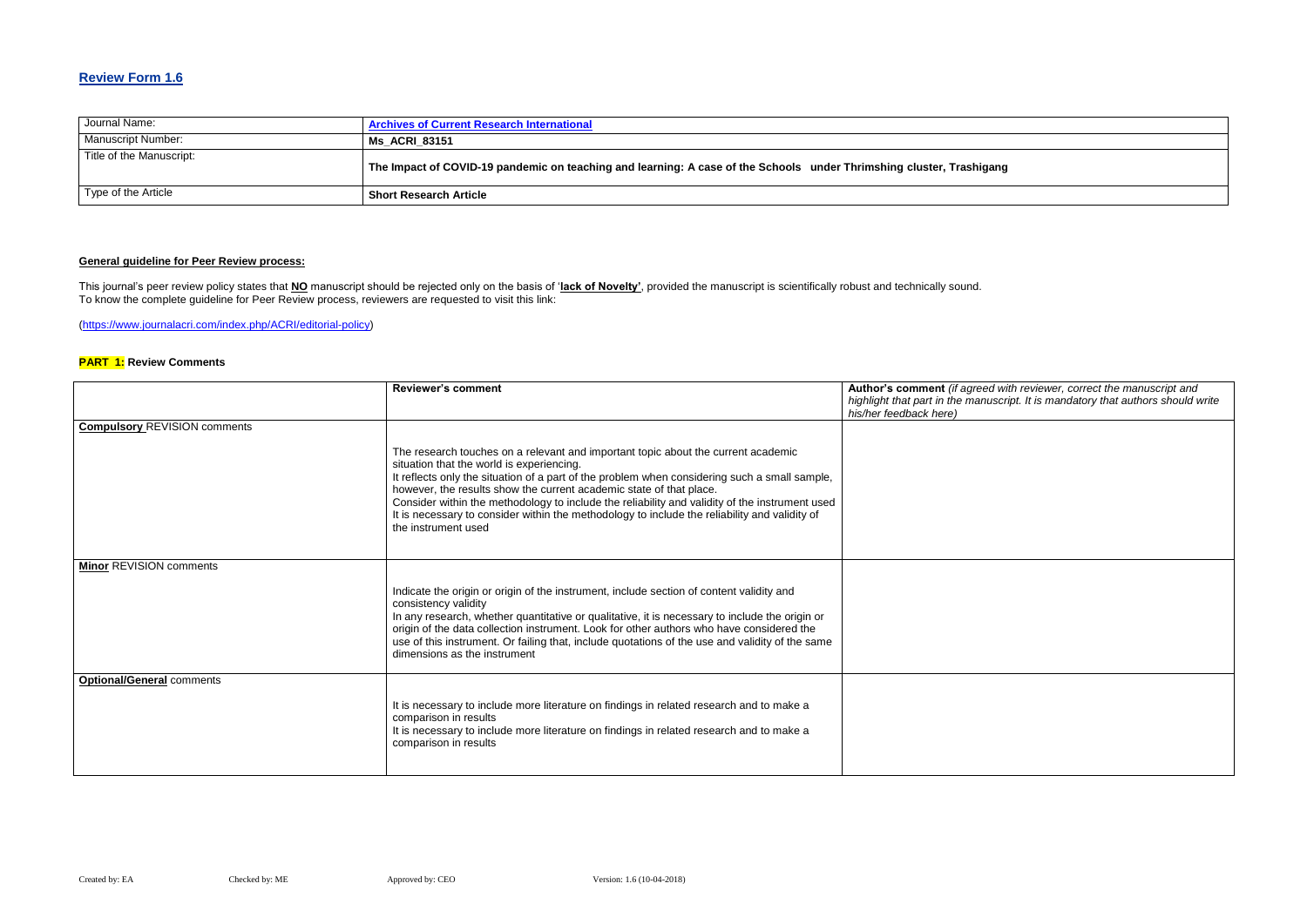## Review Form 1.6

| Journal Name: | Archives of Current Research International |
|---|---|
| Manuscript Number: | **Ms_ACRI_83151** |
| Title of the Manuscript: | **The Impact of COVID-19 pandemic on teaching and learning: A case of the Schools under Thrimshing cluster, Trashigang** |
| Type of the Article | **Short Research Article** |

**General guideline for Peer Review process:**

This journal's peer review policy states that **NO** manuscript should be rejected only on the basis of '**lack of Novelty'**, provided the manuscript is scientifically robust and technically sound.
To know the complete guideline for Peer Review process, reviewers are requested to visit this link:

(https://www.journalacri.com/index.php/ACRI/editorial-policy)

**PART 1: Review Comments**

| | **Reviewer's comment** | **Author's comment** *(if agreed with reviewer, correct the manuscript and highlight that part in the manuscript. It is mandatory that authors should write his/her feedback here)* |
|---|---|---|
| **Compulsory** REVISION comments | The research touches on a relevant and important topic about the current academic situation that the world is experiencing.<br>It reflects only the situation of a part of the problem when considering such a small sample, however, the results show the current academic state of that place.<br>Consider within the methodology to include the reliability and validity of the instrument used<br>It is necessary to consider within the methodology to include the reliability and validity of the instrument used | |
| **Minor** REVISION comments | Indicate the origin or origin of the instrument, include section of content validity and consistency validity<br>In any research, whether quantitative or qualitative, it is necessary to include the origin or origin of the data collection instrument. Look for other authors who have considered the use of this instrument. Or failing that, include quotations of the use and validity of the same dimensions as the instrument | |
| **Optional/General** comments | It is necessary to include more literature on findings in related research and to make a comparison in results<br>It is necessary to include more literature on findings in related research and to make a comparison in results | |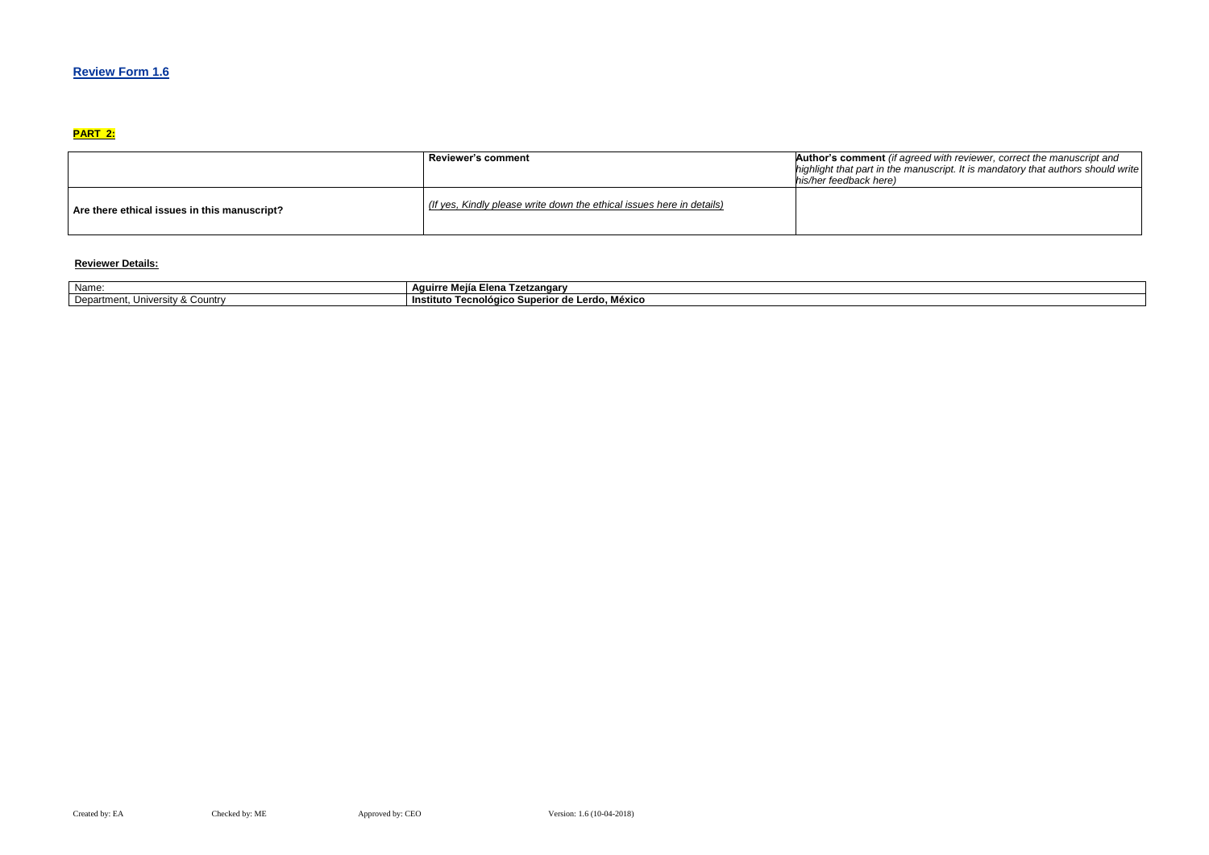## Review Form 1.6

### PART 2:

| | **Reviewer's comment** | **Author's comment** *(if agreed with reviewer, correct the manuscript and highlight that part in the manuscript. It is mandatory that authors should write his/her feedback here)* |
|---|---|---|
| **Are there ethical issues in this manuscript?** | *(If yes, Kindly please write down the ethical issues here in details)* | |

**Reviewer Details:**

| | |
|---|---|
| Name: | **Aguirre Mejía Elena Tzetzangary** |
| Department, University & Country | **Instituto Tecnológico Superior de Lerdo, México** |

Created by: EA Checked by: ME Approved by: CEO Version: 1.6 (10-04-2018)